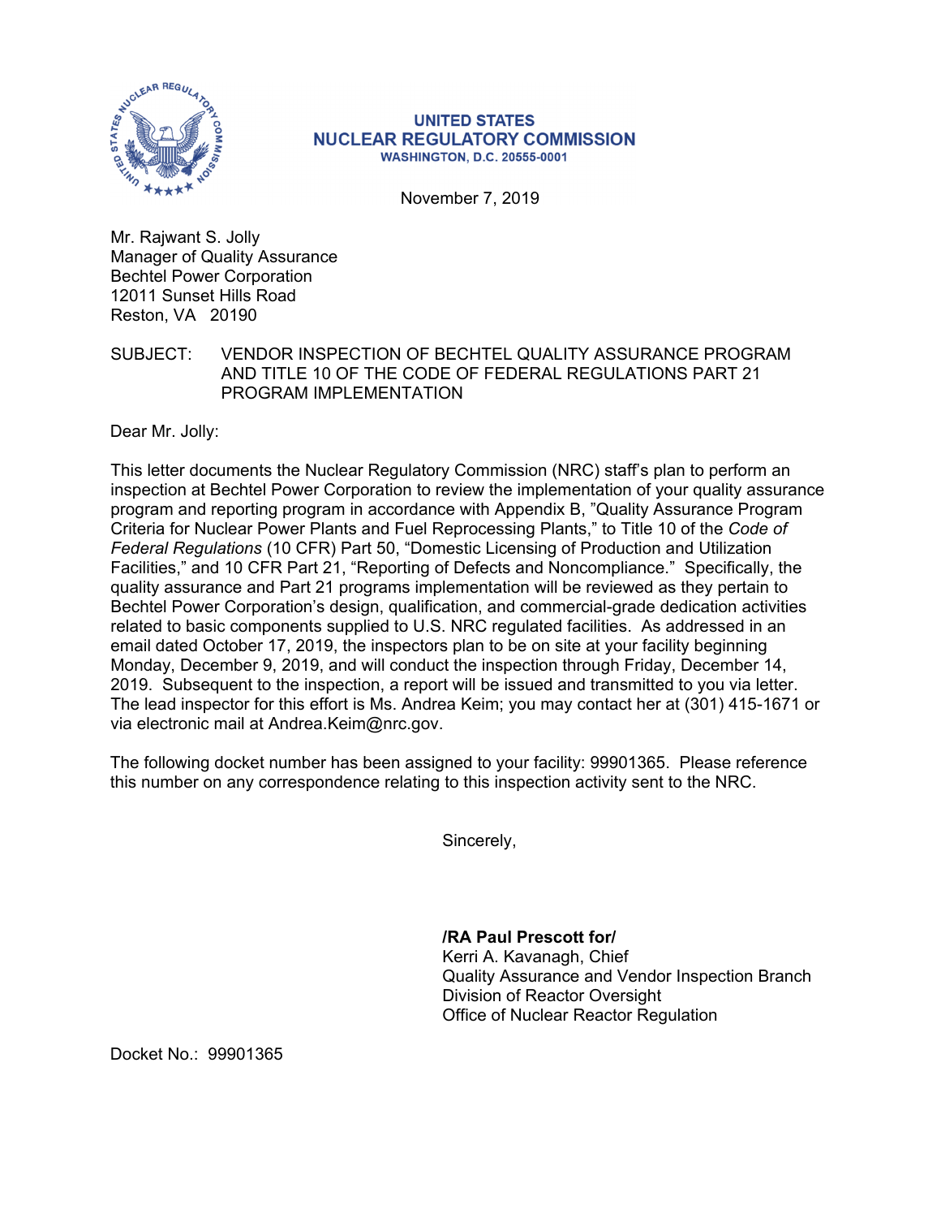**UNITED STATES**
**NUCLEAR REGULATORY COMMISSION**
**WASHINGTON, D.C. 20555-0001**

November 7, 2019

Mr. Rajwant S. Jolly
Manager of Quality Assurance
Bechtel Power Corporation
12011 Sunset Hills Road
Reston, VA 20190

SUBJECT: VENDOR INSPECTION OF BECHTEL QUALITY ASSURANCE PROGRAM AND TITLE 10 OF THE CODE OF FEDERAL REGULATIONS PART 21 PROGRAM IMPLEMENTATION

Dear Mr. Jolly:

This letter documents the Nuclear Regulatory Commission (NRC) staff's plan to perform an inspection at Bechtel Power Corporation to review the implementation of your quality assurance program and reporting program in accordance with Appendix B, "Quality Assurance Program Criteria for Nuclear Power Plants and Fuel Reprocessing Plants," to Title 10 of the *Code of Federal Regulations* (10 CFR) Part 50, "Domestic Licensing of Production and Utilization Facilities," and 10 CFR Part 21, "Reporting of Defects and Noncompliance." Specifically, the quality assurance and Part 21 programs implementation will be reviewed as they pertain to Bechtel Power Corporation's design, qualification, and commercial-grade dedication activities related to basic components supplied to U.S. NRC regulated facilities. As addressed in an email dated October 17, 2019, the inspectors plan to be on site at your facility beginning Monday, December 9, 2019, and will conduct the inspection through Friday, December 14, 2019. Subsequent to the inspection, a report will be issued and transmitted to you via letter. The lead inspector for this effort is Ms. Andrea Keim; you may contact her at (301) 415-1671 or via electronic mail at Andrea.Keim@nrc.gov.

The following docket number has been assigned to your facility: 99901365. Please reference this number on any correspondence relating to this inspection activity sent to the NRC.

Sincerely,

**/RA Paul Prescott for/**
Kerri A. Kavanagh, Chief
Quality Assurance and Vendor Inspection Branch
Division of Reactor Oversight
Office of Nuclear Reactor Regulation

Docket No.: 99901365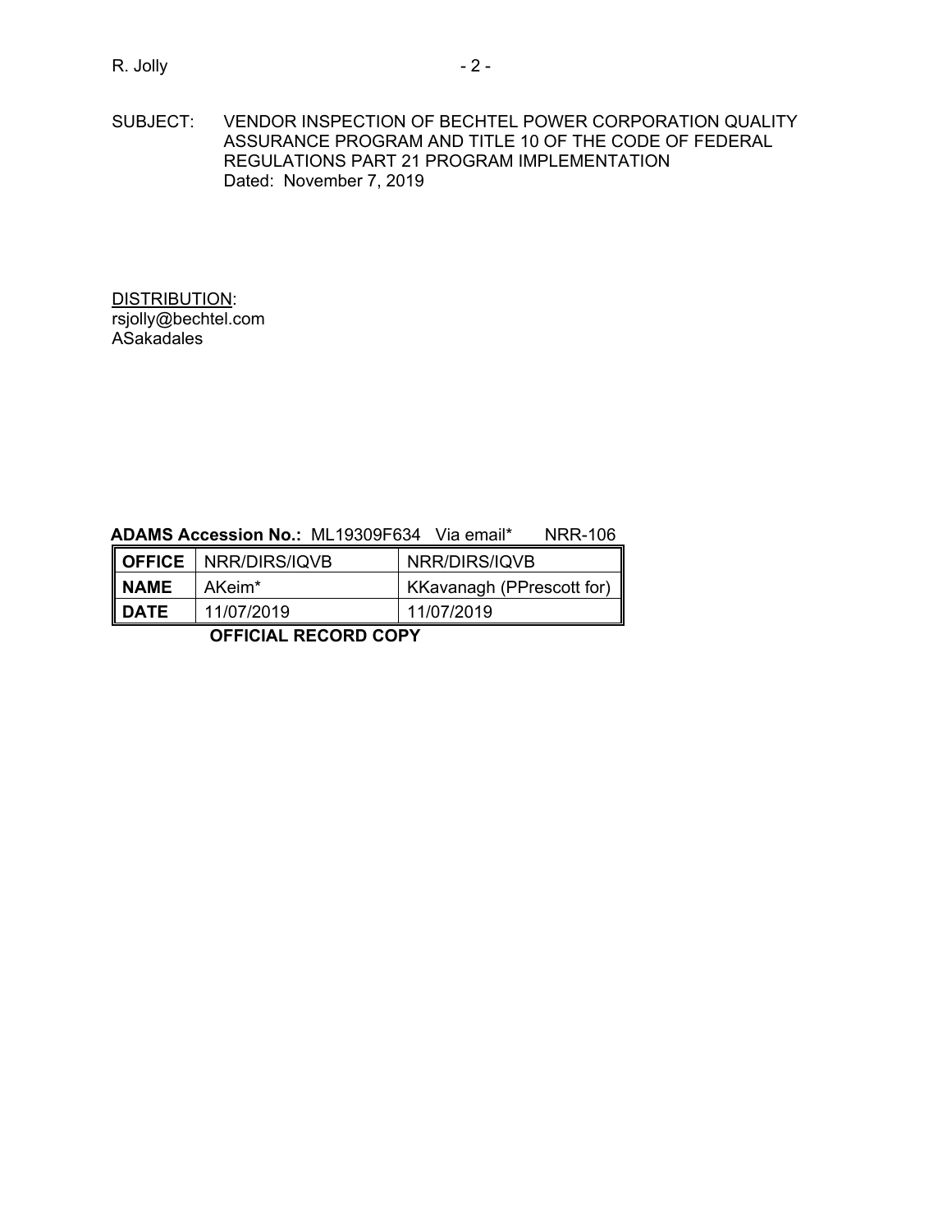SUBJECT: VENDOR INSPECTION OF BECHTEL POWER CORPORATION QUALITY ASSURANCE PROGRAM AND TITLE 10 OF THE CODE OF FEDERAL REGULATIONS PART 21 PROGRAM IMPLEMENTATION
Dated: November 7, 2019

DISTRIBUTION:
rsjolly@bechtel.com
ASakadales

**ADAMS Accession No.:** ML19309F634 Via email* NRR-106

| **OFFICE** | NRR/DIRS/IQVB | NRR/DIRS/IQVB |
|---|---|---|
| **NAME** | AKeim* | KKavanagh (PPrescott for) |
| **DATE** | 11/07/2019 | 11/07/2019 |

**OFFICIAL RECORD COPY**